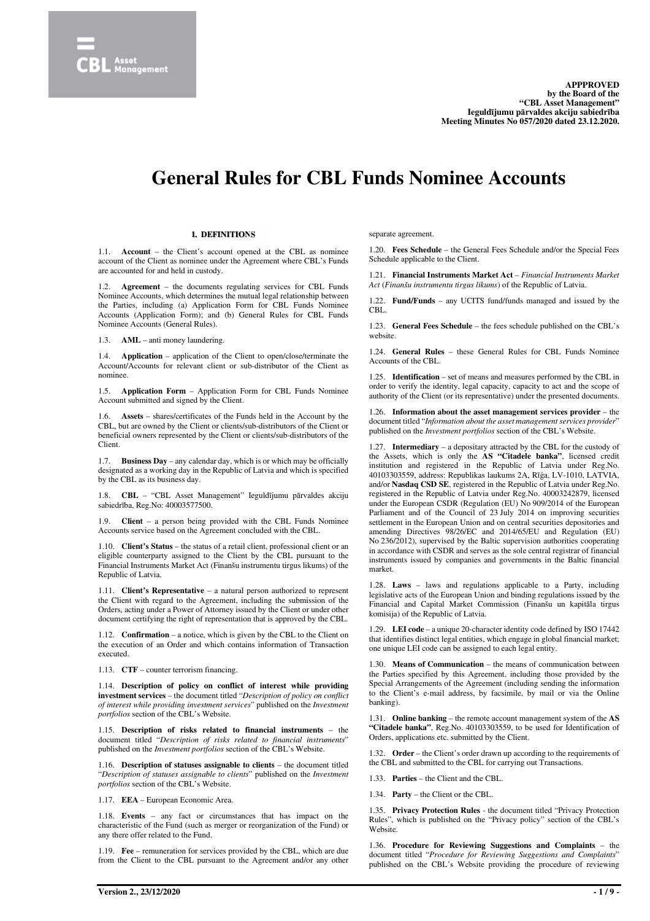**APPPROVED**
**by the Board of the**
**"CBL Asset Management"**
**Ieguldījumu pārvaldes akciju sabiedrība**
**Meeting Minutes No 057/2020 dated 23.12.2020.**

# General Rules for CBL Funds Nominee Accounts

## 1. DEFINITIONS

1.1. **Account** – the Client's account opened at the CBL as nominee account of the Client as nominee under the Agreement where CBL's Funds are accounted for and held in custody.

1.2. **Agreement** – the documents regulating services for CBL Funds Nominee Accounts, which determines the mutual legal relationship between the Parties, including (a) Application Form for CBL Funds Nominee Accounts (Application Form); and (b) General Rules for CBL Funds Nominee Accounts (General Rules).

1.3. **AML** – anti money laundering.

1.4. **Application** – application of the Client to open/close/terminate the Account/Accounts for relevant client or sub-distributor of the Client as nominee.

1.5. **Application Form** – Application Form for CBL Funds Nominee Account submitted and signed by the Client.

1.6. **Assets** – shares/certificates of the Funds held in the Account by the CBL, but are owned by the Client or clients/sub-distributors of the Client or beneficial owners represented by the Client or clients/sub-distributors of the Client.

1.7. **Business Day** – any calendar day, which is or which may be officially designated as a working day in the Republic of Latvia and which is specified by the CBL as its business day.

1.8. **CBL** – "CBL Asset Management" Ieguldījumu pārvaldes akciju sabiedrība, Reg.No: 40003577500.

1.9. **Client** – a person being provided with the CBL Funds Nominee Accounts service based on the Agreement concluded with the CBL.

1.10. **Client's Status** – the status of a retail client, professional client or an eligible counterparty assigned to the Client by the CBL pursuant to the Financial Instruments Market Act (Finanšu instrumentu tirgus likums) of the Republic of Latvia.

1.11. **Client's Representative** – a natural person authorized to represent the Client with regard to the Agreement, including the submission of the Orders, acting under a Power of Attorney issued by the Client or under other document certifying the right of representation that is approved by the CBL.

1.12. **Confirmation** – a notice, which is given by the CBL to the Client on the execution of an Order and which contains information of Transaction executed.

1.13. **CTF** – counter terrorism financing.

1.14. **Description of policy on conflict of interest while providing investment services** – the document titled "*Description of policy on conflict of interest while providing investment services*" published on the *Investment portfolios* section of the CBL's Website.

1.15. **Description of risks related to financial instruments** – the document titled "*Description of risks related to financial instruments*" published on the *Investment portfolios* section of the CBL's Website.

1.16. **Description of statuses assignable to clients** – the document titled "*Description of statuses assignable to clients*" published on the *Investment portfolios* section of the CBL's Website.

1.17. **EEA** – European Economic Area.

1.18. **Events** – any fact or circumstances that has impact on the characteristic of the Fund (such as merger or reorganization of the Fund) or any there offer related to the Fund.

1.19. **Fee** – remuneration for services provided by the CBL, which are due from the Client to the CBL pursuant to the Agreement and/or any other separate agreement.

1.20. **Fees Schedule** – the General Fees Schedule and/or the Special Fees Schedule applicable to the Client.

1.21. **Financial Instruments Market Act** – *Financial Instruments Market Act* (*Finanšu instrumentu tirgus likums*) of the Republic of Latvia.

1.22. **Fund/Funds** – any UCITS fund/funds managed and issued by the CBL.

1.23. **General Fees Schedule** – the fees schedule published on the CBL's website.

1.24. **General Rules** – these General Rules for CBL Funds Nominee Accounts of the CBL.

1.25. **Identification** – set of means and measures performed by the CBL in order to verify the identity, legal capacity, capacity to act and the scope of authority of the Client (or its representative) under the presented documents.

1.26. **Information about the asset management services provider** – the document titled "*Information about the asset management services provider*" published on the *Investment portfolios* section of the CBL's Website.

1.27. **Intermediary** – a depositary attracted by the CBL for the custody of the Assets, which is only the **AS "Citadele banka"**, licensed credit institution and registered in the Republic of Latvia under Reg.No. 40103303559, address: Republikas laukums 2A, Rīga, LV-1010, LATVIA, and/or **Nasdaq CSD SE**, registered in the Republic of Latvia under Reg.No. 40003242879, licensed under the European CSDR (Regulation (EU) No 909/2014 of the European Parliament and of the Council of 23 July 2014 on improving securities settlement in the European Union and on central securities depositories and amending Directives 98/26/EC and 2014/65/EU and Regulation (EU) No 236/2012), supervised by the Baltic supervision authorities cooperating in accordance with CSDR and serves as the sole central registrar of financial instruments issued by companies and governments in the Baltic financial market.

1.28. **Laws** – laws and regulations applicable to a Party, including legislative acts of the European Union and binding regulations issued by the Financial and Capital Market Commission (Finanšu un kapitāla tirgus komisija) of the Republic of Latvia.

1.29. **LEI code** – a unique 20-character identity code defined by ISO 17442 that identifies distinct legal entities, which engage in global financial market; one unique LEI code can be assigned to each legal entity.

1.30. **Means of Communication** – the means of communication between the Parties specified by this Agreement, including those provided by the Special Arrangements of the Agreement (including sending the information to the Client's e-mail address, by facsimile, by mail or via the Online banking).

1.31. **Online banking** – the remote account management system of the **AS "Citadele banka"**, Reg.No. 40103303559, to be used for Identification of Orders, applications etc. submitted by the Client.

1.32. **Order** – the Client's order drawn up according to the requirements of the CBL and submitted to the CBL for carrying out Transactions.

1.33. **Parties** – the Client and the CBL.

1.34. **Party** – the Client or the CBL.

1.35. **Privacy Protection Rules** - the document titled "Privacy Protection Rules", which is published on the "Privacy policy" section of the CBL's Website.

1.36. **Procedure for Reviewing Suggestions and Complaints** – the document titled "*Procedure for Reviewing Suggestions and Complaints*" published on the CBL's Website providing the procedure of reviewing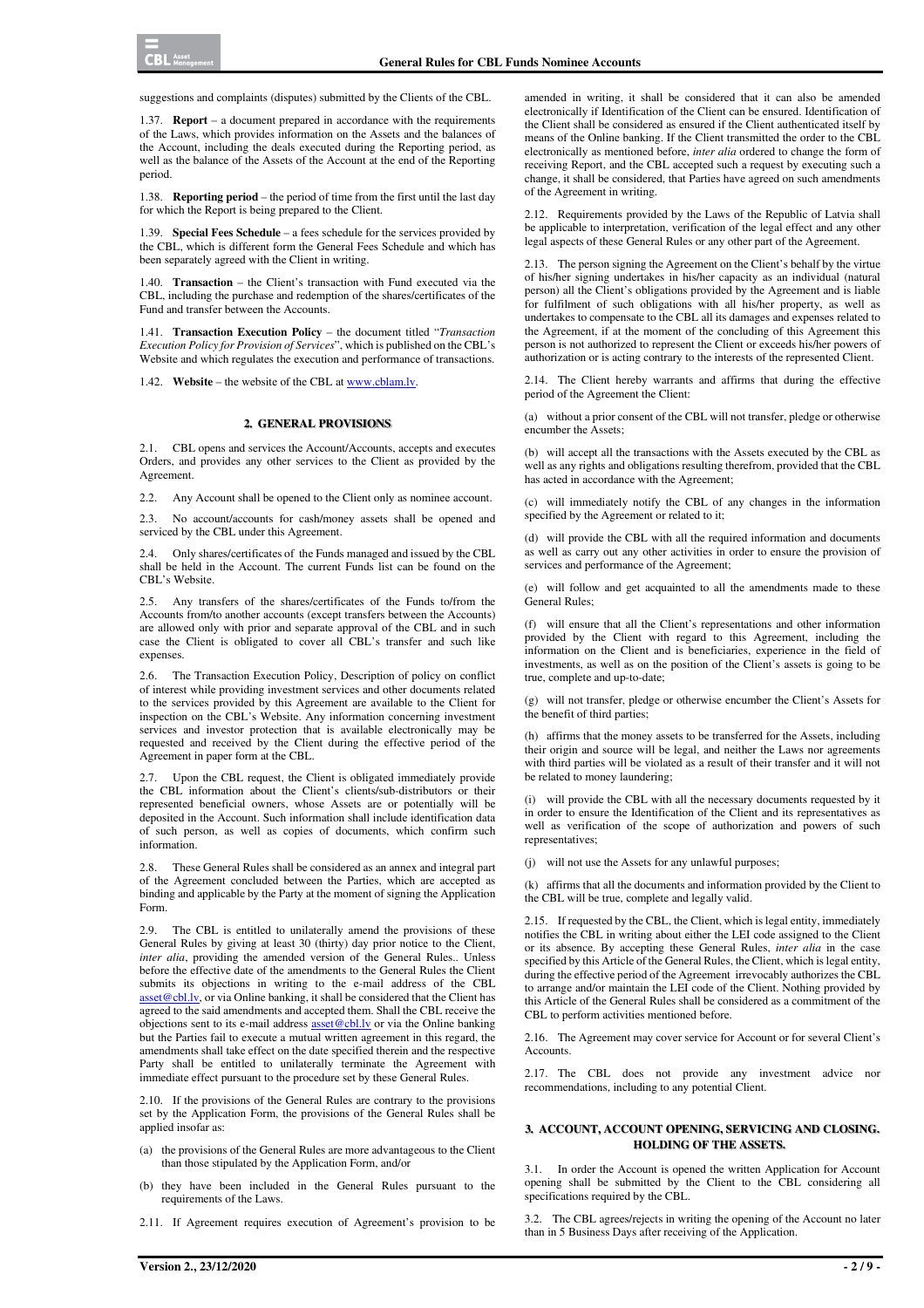suggestions and complaints (disputes) submitted by the Clients of the CBL.

1.37. **Report** – a document prepared in accordance with the requirements of the Laws, which provides information on the Assets and the balances of the Account, including the deals executed during the Reporting period, as well as the balance of the Assets of the Account at the end of the Reporting period.

1.38. **Reporting period** – the period of time from the first until the last day for which the Report is being prepared to the Client.

1.39. **Special Fees Schedule** – a fees schedule for the services provided by the CBL, which is different form the General Fees Schedule and which has been separately agreed with the Client in writing.

1.40. **Transaction** – the Client's transaction with Fund executed via the CBL, including the purchase and redemption of the shares/certificates of the Fund and transfer between the Accounts.

1.41. **Transaction Execution Policy** – the document titled "*Transaction Execution Policy for Provision of Services*", which is published on the CBL's Website and which regulates the execution and performance of transactions.

1.42. **Website** – the website of the CBL at www.cblam.lv.

## 2. GENERAL PROVISIONS

2.1. CBL opens and services the Account/Accounts, accepts and executes Orders, and provides any other services to the Client as provided by the Agreement.

2.2. Any Account shall be opened to the Client only as nominee account.

2.3. No account/accounts for cash/money assets shall be opened and serviced by the CBL under this Agreement.

2.4. Only shares/certificates of the Funds managed and issued by the CBL shall be held in the Account. The current Funds list can be found on the CBL's Website.

2.5. Any transfers of the shares/certificates of the Funds to/from the Accounts from/to another accounts (except transfers between the Accounts) are allowed only with prior and separate approval of the CBL and in such case the Client is obligated to cover all CBL's transfer and such like expenses.

2.6. The Transaction Execution Policy, Description of policy on conflict of interest while providing investment services and other documents related to the services provided by this Agreement are available to the Client for inspection on the CBL's Website. Any information concerning investment services and investor protection that is available electronically may be requested and received by the Client during the effective period of the Agreement in paper form at the CBL.

2.7. Upon the CBL request, the Client is obligated immediately provide the CBL information about the Client's clients/sub-distributors or their represented beneficial owners, whose Assets are or potentially will be deposited in the Account. Such information shall include identification data of such person, as well as copies of documents, which confirm such information.

2.8. These General Rules shall be considered as an annex and integral part of the Agreement concluded between the Parties, which are accepted as binding and applicable by the Party at the moment of signing the Application Form.

2.9. The CBL is entitled to unilaterally amend the provisions of these General Rules by giving at least 30 (thirty) day prior notice to the Client, *inter alia*, providing the amended version of the General Rules.. Unless before the effective date of the amendments to the General Rules the Client submits its objections in writing to the e-mail address of the CBL asset@cbl.lv, or via Online banking, it shall be considered that the Client has agreed to the said amendments and accepted them. Shall the CBL receive the objections sent to its e-mail address asset@cbl.lv or via the Online banking but the Parties fail to execute a mutual written agreement in this regard, the amendments shall take effect on the date specified therein and the respective Party shall be entitled to unilaterally terminate the Agreement with immediate effect pursuant to the procedure set by these General Rules.

2.10. If the provisions of the General Rules are contrary to the provisions set by the Application Form, the provisions of the General Rules shall be applied insofar as:

(a) the provisions of the General Rules are more advantageous to the Client than those stipulated by the Application Form, and/or

(b) they have been included in the General Rules pursuant to the requirements of the Laws.

2.11. If Agreement requires execution of Agreement's provision to be amended in writing, it shall be considered that it can also be amended electronically if Identification of the Client can be ensured. Identification of the Client shall be considered as ensured if the Client authenticated itself by means of the Online banking. If the Client transmitted the order to the CBL electronically as mentioned before, *inter alia* ordered to change the form of receiving Report, and the CBL accepted such a request by executing such a change, it shall be considered, that Parties have agreed on such amendments of the Agreement in writing.

2.12. Requirements provided by the Laws of the Republic of Latvia shall be applicable to interpretation, verification of the legal effect and any other legal aspects of these General Rules or any other part of the Agreement.

2.13. The person signing the Agreement on the Client's behalf by the virtue of his/her signing undertakes in his/her capacity as an individual (natural person) all the Client's obligations provided by the Agreement and is liable for fulfilment of such obligations with all his/her property, as well as undertakes to compensate to the CBL all its damages and expenses related to the Agreement, if at the moment of the concluding of this Agreement this person is not authorized to represent the Client or exceeds his/her powers of authorization or is acting contrary to the interests of the represented Client.

2.14. The Client hereby warrants and affirms that during the effective period of the Agreement the Client:

(a) without a prior consent of the CBL will not transfer, pledge or otherwise encumber the Assets;

(b) will accept all the transactions with the Assets executed by the CBL as well as any rights and obligations resulting therefrom, provided that the CBL has acted in accordance with the Agreement;

(c) will immediately notify the CBL of any changes in the information specified by the Agreement or related to it;

(d) will provide the CBL with all the required information and documents as well as carry out any other activities in order to ensure the provision of services and performance of the Agreement;

(e) will follow and get acquainted to all the amendments made to these General Rules;

(f) will ensure that all the Client's representations and other information provided by the Client with regard to this Agreement, including the information on the Client and is beneficiaries, experience in the field of investments, as well as on the position of the Client's assets is going to be true, complete and up-to-date;

(g) will not transfer, pledge or otherwise encumber the Client's Assets for the benefit of third parties;

(h) affirms that the money assets to be transferred for the Assets, including their origin and source will be legal, and neither the Laws nor agreements with third parties will be violated as a result of their transfer and it will not be related to money laundering;

(i) will provide the CBL with all the necessary documents requested by it in order to ensure the Identification of the Client and its representatives as well as verification of the scope of authorization and powers of such representatives;

(j) will not use the Assets for any unlawful purposes;

(k) affirms that all the documents and information provided by the Client to the CBL will be true, complete and legally valid.

2.15. If requested by the CBL, the Client, which is legal entity, immediately notifies the CBL in writing about either the LEI code assigned to the Client or its absence. By accepting these General Rules, *inter alia* in the case specified by this Article of the General Rules, the Client, which is legal entity, during the effective period of the Agreement irrevocably authorizes the CBL to arrange and/or maintain the LEI code of the Client. Nothing provided by this Article of the General Rules shall be considered as a commitment of the CBL to perform activities mentioned before.

2.16. The Agreement may cover service for Account or for several Client's Accounts.

2.17. The CBL does not provide any investment advice nor recommendations, including to any potential Client.

## 3. ACCOUNT, ACCOUNT OPENING, SERVICING AND CLOSING. HOLDING OF THE ASSETS.

3.1. In order the Account is opened the written Application for Account opening shall be submitted by the Client to the CBL considering all specifications required by the CBL.

3.2. The CBL agrees/rejects in writing the opening of the Account no later than in 5 Business Days after receiving of the Application.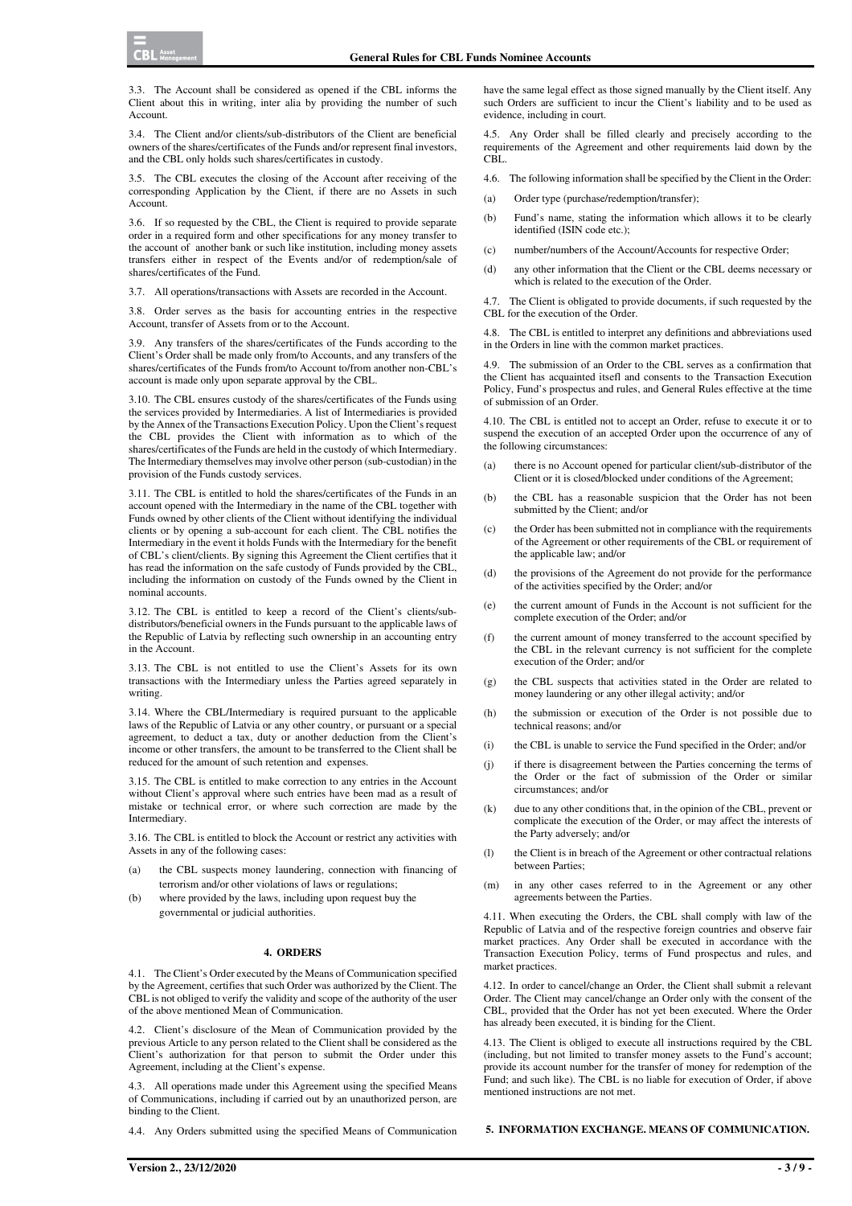3.3. The Account shall be considered as opened if the CBL informs the Client about this in writing, inter alia by providing the number of such Account.

3.4. The Client and/or clients/sub-distributors of the Client are beneficial owners of the shares/certificates of the Funds and/or represent final investors, and the CBL only holds such shares/certificates in custody.

3.5. The CBL executes the closing of the Account after receiving of the corresponding Application by the Client, if there are no Assets in such Account.

3.6. If so requested by the CBL, the Client is required to provide separate order in a required form and other specifications for any money transfer to the account of another bank or such like institution, including money assets transfers either in respect of the Events and/or of redemption/sale of shares/certificates of the Fund.

3.7. All operations/transactions with Assets are recorded in the Account.

3.8. Order serves as the basis for accounting entries in the respective Account, transfer of Assets from or to the Account.

3.9. Any transfers of the shares/certificates of the Funds according to the Client's Order shall be made only from/to Accounts, and any transfers of the shares/certificates of the Funds from/to Account to/from another non-CBL's account is made only upon separate approval by the CBL.

3.10. The CBL ensures custody of the shares/certificates of the Funds using the services provided by Intermediaries. A list of Intermediaries is provided by the Annex of the Transactions Execution Policy. Upon the Client's request the CBL provides the Client with information as to which of the shares/certificates of the Funds are held in the custody of which Intermediary. The Intermediary themselves may involve other person (sub-custodian) in the provision of the Funds custody services.

3.11. The CBL is entitled to hold the shares/certificates of the Funds in an account opened with the Intermediary in the name of the CBL together with Funds owned by other clients of the Client without identifying the individual clients or by opening a sub-account for each client. The CBL notifies the Intermediary in the event it holds Funds with the Intermediary for the benefit of CBL's client/clients. By signing this Agreement the Client certifies that it has read the information on the safe custody of Funds provided by the CBL, including the information on custody of the Funds owned by the Client in nominal accounts.

3.12. The CBL is entitled to keep a record of the Client's clients/sub-distributors/beneficial owners in the Funds pursuant to the applicable laws of the Republic of Latvia by reflecting such ownership in an accounting entry in the Account.

3.13. The CBL is not entitled to use the Client's Assets for its own transactions with the Intermediary unless the Parties agreed separately in writing.

3.14. Where the CBL/Intermediary is required pursuant to the applicable laws of the Republic of Latvia or any other country, or pursuant or a special agreement, to deduct a tax, duty or another deduction from the Client's income or other transfers, the amount to be transferred to the Client shall be reduced for the amount of such retention and expenses.

3.15. The CBL is entitled to make correction to any entries in the Account without Client's approval where such entries have been mad as a result of mistake or technical error, or where such correction are made by the Intermediary.

3.16. The CBL is entitled to block the Account or restrict any activities with Assets in any of the following cases:

(a) the CBL suspects money laundering, connection with financing of terrorism and/or other violations of laws or regulations;

(b) where provided by the laws, including upon request buy the governmental or judicial authorities.

#### 4. ORDERS

4.1. The Client's Order executed by the Means of Communication specified by the Agreement, certifies that such Order was authorized by the Client. The CBL is not obliged to verify the validity and scope of the authority of the user of the above mentioned Mean of Communication.

4.2. Client's disclosure of the Mean of Communication provided by the previous Article to any person related to the Client shall be considered as the Client's authorization for that person to submit the Order under this Agreement, including at the Client's expense.

4.3. All operations made under this Agreement using the specified Means of Communications, including if carried out by an unauthorized person, are binding to the Client.

4.4. Any Orders submitted using the specified Means of Communication have the same legal effect as those signed manually by the Client itself. Any such Orders are sufficient to incur the Client's liability and to be used as evidence, including in court.

4.5. Any Order shall be filled clearly and precisely according to the requirements of the Agreement and other requirements laid down by the CBL.

4.6. The following information shall be specified by the Client in the Order:

(a) Order type (purchase/redemption/transfer);

(b) Fund's name, stating the information which allows it to be clearly identified (ISIN code etc.);

(c) number/numbers of the Account/Accounts for respective Order;

(d) any other information that the Client or the CBL deems necessary or which is related to the execution of the Order.

4.7. The Client is obligated to provide documents, if such requested by the CBL for the execution of the Order.

4.8. The CBL is entitled to interpret any definitions and abbreviations used in the Orders in line with the common market practices.

4.9. The submission of an Order to the CBL serves as a confirmation that the Client has acquainted itsefl and consents to the Transaction Execution Policy, Fund's prospectus and rules, and General Rules effective at the time of submission of an Order.

4.10. The CBL is entitled not to accept an Order, refuse to execute it or to suspend the execution of an accepted Order upon the occurrence of any of the following circumstances:

(a) there is no Account opened for particular client/sub-distributor of the Client or it is closed/blocked under conditions of the Agreement;

(b) the CBL has a reasonable suspicion that the Order has not been submitted by the Client; and/or

(c) the Order has been submitted not in compliance with the requirements of the Agreement or other requirements of the CBL or requirement of the applicable law; and/or

(d) the provisions of the Agreement do not provide for the performance of the activities specified by the Order; and/or

(e) the current amount of Funds in the Account is not sufficient for the complete execution of the Order; and/or

(f) the current amount of money transferred to the account specified by the CBL in the relevant currency is not sufficient for the complete execution of the Order; and/or

(g) the CBL suspects that activities stated in the Order are related to money laundering or any other illegal activity; and/or

(h) the submission or execution of the Order is not possible due to technical reasons; and/or

(i) the CBL is unable to service the Fund specified in the Order; and/or

(j) if there is disagreement between the Parties concerning the terms of the Order or the fact of submission of the Order or similar circumstances; and/or

(k) due to any other conditions that, in the opinion of the CBL, prevent or complicate the execution of the Order, or may affect the interests of the Party adversely; and/or

(l) the Client is in breach of the Agreement or other contractual relations between Parties;

(m) in any other cases referred to in the Agreement or any other agreements between the Parties.

4.11. When executing the Orders, the CBL shall comply with law of the Republic of Latvia and of the respective foreign countries and observe fair market practices. Any Order shall be executed in accordance with the Transaction Execution Policy, terms of Fund prospectus and rules, and market practices.

4.12. In order to cancel/change an Order, the Client shall submit a relevant Order. The Client may cancel/change an Order only with the consent of the CBL, provided that the Order has not yet been executed. Where the Order has already been executed, it is binding for the Client.

4.13. The Client is obliged to execute all instructions required by the CBL (including, but not limited to transfer money assets to the Fund's account; provide its account number for the transfer of money for redemption of the Fund; and such like). The CBL is no liable for execution of Order, if above mentioned instructions are not met.

#### 5. INFORMATION EXCHANGE. MEANS OF COMMUNICATION.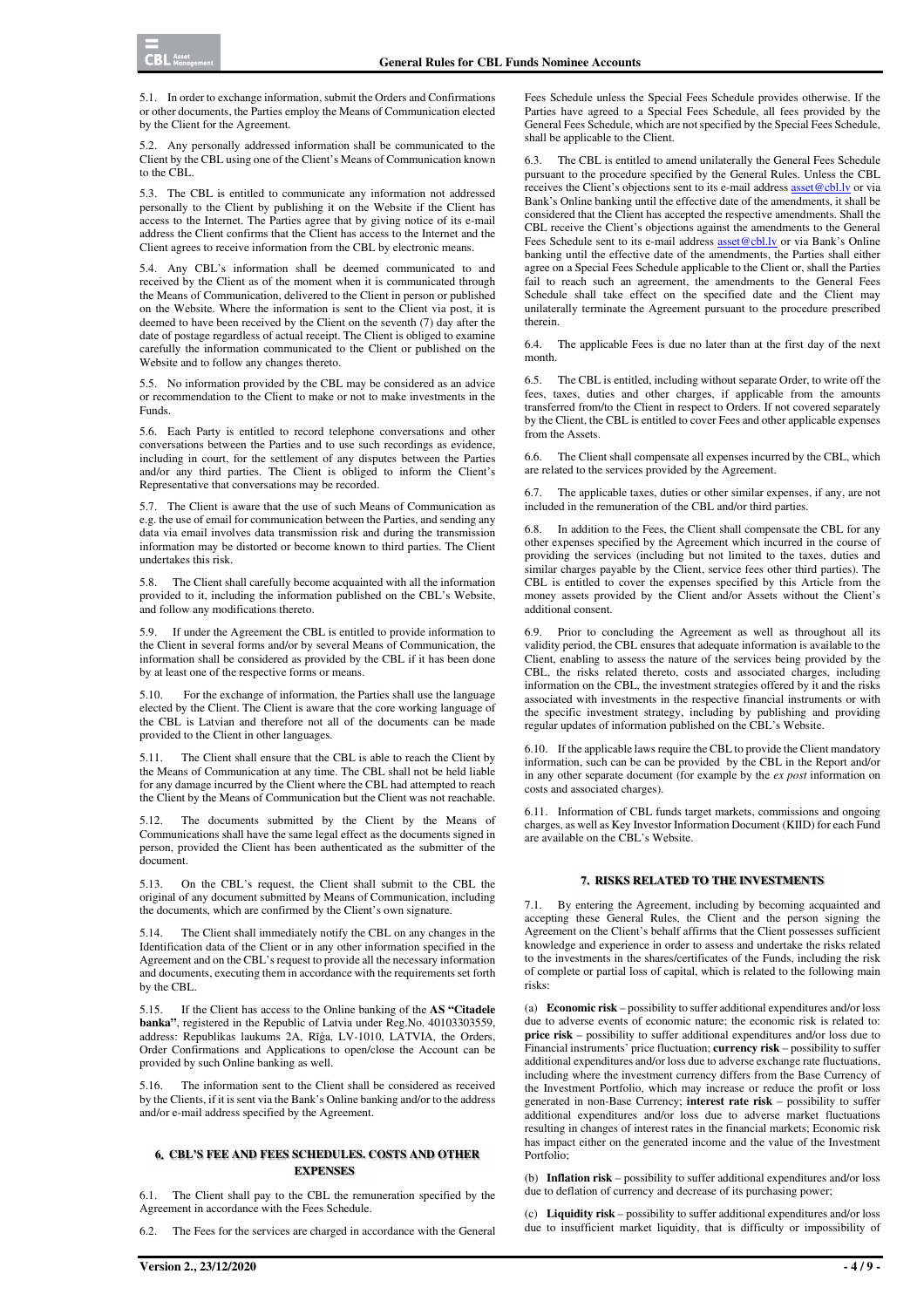5.1. In order to exchange information, submit the Orders and Confirmations or other documents, the Parties employ the Means of Communication elected by the Client for the Agreement.

5.2. Any personally addressed information shall be communicated to the Client by the CBL using one of the Client's Means of Communication known to the CBL.

5.3. The CBL is entitled to communicate any information not addressed personally to the Client by publishing it on the Website if the Client has access to the Internet. The Parties agree that by giving notice of its e-mail address the Client confirms that the Client has access to the Internet and the Client agrees to receive information from the CBL by electronic means.

5.4. Any CBL's information shall be deemed communicated to and received by the Client as of the moment when it is communicated through the Means of Communication, delivered to the Client in person or published on the Website. Where the information is sent to the Client via post, it is deemed to have been received by the Client on the seventh (7) day after the date of postage regardless of actual receipt. The Client is obliged to examine carefully the information communicated to the Client or published on the Website and to follow any changes thereto.

5.5. No information provided by the CBL may be considered as an advice or recommendation to the Client to make or not to make investments in the Funds.

5.6. Each Party is entitled to record telephone conversations and other conversations between the Parties and to use such recordings as evidence, including in court, for the settlement of any disputes between the Parties and/or any third parties. The Client is obliged to inform the Client's Representative that conversations may be recorded.

5.7. The Client is aware that the use of such Means of Communication as e.g. the use of email for communication between the Parties, and sending any data via email involves data transmission risk and during the transmission information may be distorted or become known to third parties. The Client undertakes this risk.

5.8. The Client shall carefully become acquainted with all the information provided to it, including the information published on the CBL's Website, and follow any modifications thereto.

5.9. If under the Agreement the CBL is entitled to provide information to the Client in several forms and/or by several Means of Communication, the information shall be considered as provided by the CBL if it has been done by at least one of the respective forms or means.

5.10. For the exchange of information, the Parties shall use the language elected by the Client. The Client is aware that the core working language of the CBL is Latvian and therefore not all of the documents can be made provided to the Client in other languages.

5.11. The Client shall ensure that the CBL is able to reach the Client by the Means of Communication at any time. The CBL shall not be held liable for any damage incurred by the Client where the CBL had attempted to reach the Client by the Means of Communication but the Client was not reachable.

5.12. The documents submitted by the Client by the Means of Communications shall have the same legal effect as the documents signed in person, provided the Client has been authenticated as the submitter of the document.

5.13. On the CBL's request, the Client shall submit to the CBL the original of any document submitted by Means of Communication, including the documents, which are confirmed by the Client's own signature.

5.14. The Client shall immediately notify the CBL on any changes in the Identification data of the Client or in any other information specified in the Agreement and on the CBL's request to provide all the necessary information and documents, executing them in accordance with the requirements set forth by the CBL.

5.15. If the Client has access to the Online banking of the **AS "Citadele banka"**, registered in the Republic of Latvia under Reg.No. 40103303559, address: Republikas laukums 2A, Rīga, LV-1010, LATVIA, the Orders, Order Confirmations and Applications to open/close the Account can be provided by such Online banking as well.

5.16. The information sent to the Client shall be considered as received by the Clients, if it is sent via the Bank's Online banking and/or to the address and/or e-mail address specified by the Agreement.

## 6. CBL'S FEE AND FEES SCHEDULES. COSTS AND OTHER EXPENSES

6.1. The Client shall pay to the CBL the remuneration specified by the Agreement in accordance with the Fees Schedule.

6.2. The Fees for the services are charged in accordance with the General Fees Schedule unless the Special Fees Schedule provides otherwise. If the Parties have agreed to a Special Fees Schedule, all fees provided by the General Fees Schedule, which are not specified by the Special Fees Schedule, shall be applicable to the Client.

6.3. The CBL is entitled to amend unilaterally the General Fees Schedule pursuant to the procedure specified by the General Rules. Unless the CBL receives the Client's objections sent to its e-mail address asset@cbl.lv or via Bank's Online banking until the effective date of the amendments, it shall be considered that the Client has accepted the respective amendments. Shall the CBL receive the Client's objections against the amendments to the General Fees Schedule sent to its e-mail address asset@cbl.lv or via Bank's Online banking until the effective date of the amendments, the Parties shall either agree on a Special Fees Schedule applicable to the Client or, shall the Parties fail to reach such an agreement, the amendments to the General Fees Schedule shall take effect on the specified date and the Client may unilaterally terminate the Agreement pursuant to the procedure prescribed therein.

6.4. The applicable Fees is due no later than at the first day of the next month.

6.5. The CBL is entitled, including without separate Order, to write off the fees, taxes, duties and other charges, if applicable from the amounts transferred from/to the Client in respect to Orders. If not covered separately by the Client, the CBL is entitled to cover Fees and other applicable expenses from the Assets.

6.6. The Client shall compensate all expenses incurred by the CBL, which are related to the services provided by the Agreement.

6.7. The applicable taxes, duties or other similar expenses, if any, are not included in the remuneration of the CBL and/or third parties.

6.8. In addition to the Fees, the Client shall compensate the CBL for any other expenses specified by the Agreement which incurred in the course of providing the services (including but not limited to the taxes, duties and similar charges payable by the Client, service fees other third parties). The CBL is entitled to cover the expenses specified by this Article from the money assets provided by the Client and/or Assets without the Client's additional consent.

6.9. Prior to concluding the Agreement as well as throughout all its validity period, the CBL ensures that adequate information is available to the Client, enabling to assess the nature of the services being provided by the CBL, the risks related thereto, costs and associated charges, including information on the CBL, the investment strategies offered by it and the risks associated with investments in the respective financial instruments or with the specific investment strategy, including by publishing and providing regular updates of information published on the CBL's Website.

6.10. If the applicable laws require the CBL to provide the Client mandatory information, such can be can be provided by the CBL in the Report and/or in any other separate document (for example by the *ex post* information on costs and associated charges).

6.11. Information of CBL funds target markets, commissions and ongoing charges, as well as Key Investor Information Document (KIID) for each Fund are available on the CBL's Website.

## 7. RISKS RELATED TO THE INVESTMENTS

7.1. By entering the Agreement, including by becoming acquainted and accepting these General Rules, the Client and the person signing the Agreement on the Client's behalf affirms that the Client possesses sufficient knowledge and experience in order to assess and undertake the risks related to the investments in the shares/certificates of the Funds, including the risk of complete or partial loss of capital, which is related to the following main risks:

(a) **Economic risk** – possibility to suffer additional expenditures and/or loss due to adverse events of economic nature; the economic risk is related to: **price risk** – possibility to suffer additional expenditures and/or loss due to Financial instruments' price fluctuation; **currency risk** – possibility to suffer additional expenditures and/or loss due to adverse exchange rate fluctuations, including where the investment currency differs from the Base Currency of the Investment Portfolio, which may increase or reduce the profit or loss generated in non-Base Currency; **interest rate risk** – possibility to suffer additional expenditures and/or loss due to adverse market fluctuations resulting in changes of interest rates in the financial markets; Economic risk has impact either on the generated income and the value of the Investment Portfolio;

(b) **Inflation risk** – possibility to suffer additional expenditures and/or loss due to deflation of currency and decrease of its purchasing power;

(c) **Liquidity risk** – possibility to suffer additional expenditures and/or loss due to insufficient market liquidity, that is difficulty or impossibility of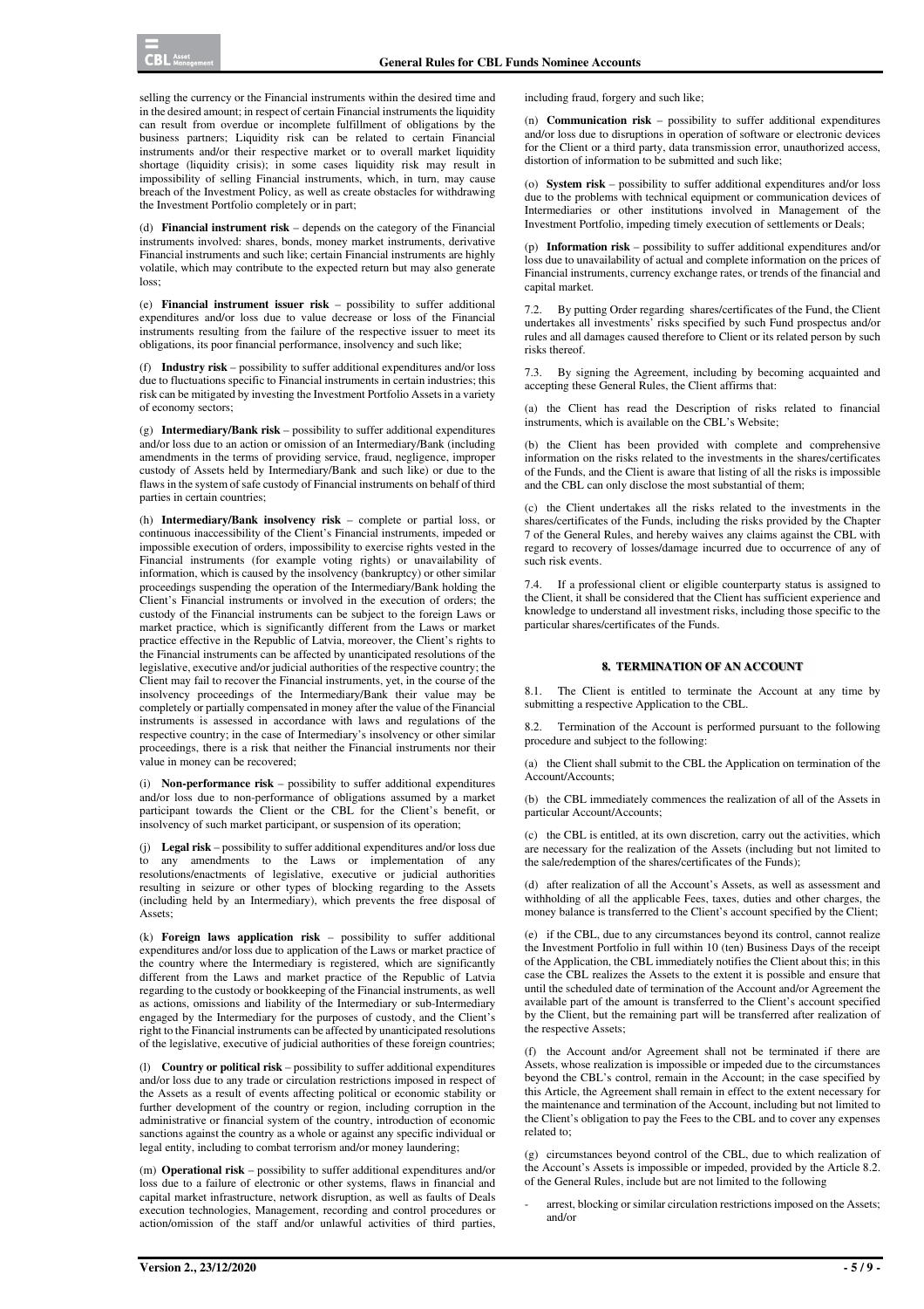selling the currency or the Financial instruments within the desired time and in the desired amount; in respect of certain Financial instruments the liquidity can result from overdue or incomplete fulfillment of obligations by the business partners; Liquidity risk can be related to certain Financial instruments and/or their respective market or to overall market liquidity shortage (liquidity crisis); in some cases liquidity risk may result in impossibility of selling Financial instruments, which, in turn, may cause breach of the Investment Policy, as well as create obstacles for withdrawing the Investment Portfolio completely or in part;

(d) **Financial instrument risk** – depends on the category of the Financial instruments involved: shares, bonds, money market instruments, derivative Financial instruments and such like; certain Financial instruments are highly volatile, which may contribute to the expected return but may also generate loss;

(e) **Financial instrument issuer risk** – possibility to suffer additional expenditures and/or loss due to value decrease or loss of the Financial instruments resulting from the failure of the respective issuer to meet its obligations, its poor financial performance, insolvency and such like;

(f) **Industry risk** – possibility to suffer additional expenditures and/or loss due to fluctuations specific to Financial instruments in certain industries; this risk can be mitigated by investing the Investment Portfolio Assets in a variety of economy sectors;

(g) **Intermediary/Bank risk** – possibility to suffer additional expenditures and/or loss due to an action or omission of an Intermediary/Bank (including amendments in the terms of providing service, fraud, negligence, improper custody of Assets held by Intermediary/Bank and such like) or due to the flaws in the system of safe custody of Financial instruments on behalf of third parties in certain countries;

(h) **Intermediary/Bank insolvency risk** – complete or partial loss, or continuous inaccessibility of the Client's Financial instruments, impeded or impossible execution of orders, impossibility to exercise rights vested in the Financial instruments (for example voting rights) or unavailability of information, which is caused by the insolvency (bankruptcy) or other similar proceedings suspending the operation of the Intermediary/Bank holding the Client's Financial instruments or involved in the execution of orders; the custody of the Financial instruments can be subject to the foreign Laws or market practice, which is significantly different from the Laws or market practice effective in the Republic of Latvia, moreover, the Client's rights to the Financial instruments can be affected by unanticipated resolutions of the legislative, executive and/or judicial authorities of the respective country; the Client may fail to recover the Financial instruments, yet, in the course of the insolvency proceedings of the Intermediary/Bank their value may be completely or partially compensated in money after the value of the Financial instruments is assessed in accordance with laws and regulations of the respective country; in the case of Intermediary's insolvency or other similar proceedings, there is a risk that neither the Financial instruments nor their value in money can be recovered;

(i) **Non-performance risk** – possibility to suffer additional expenditures and/or loss due to non-performance of obligations assumed by a market participant towards the Client or the CBL for the Client's benefit, or insolvency of such market participant, or suspension of its operation;

(j) **Legal risk** – possibility to suffer additional expenditures and/or loss due to any amendments to the Laws or implementation of any resolutions/enactments of legislative, executive or judicial authorities resulting in seizure or other types of blocking regarding to the Assets (including held by an Intermediary), which prevents the free disposal of Assets;

(k) **Foreign laws application risk** – possibility to suffer additional expenditures and/or loss due to application of the Laws or market practice of the country where the Intermediary is registered, which are significantly different from the Laws and market practice of the Republic of Latvia regarding to the custody or bookkeeping of the Financial instruments, as well as actions, omissions and liability of the Intermediary or sub-Intermediary engaged by the Intermediary for the purposes of custody, and the Client's right to the Financial instruments can be affected by unanticipated resolutions of the legislative, executive of judicial authorities of these foreign countries;

(l) **Country or political risk** – possibility to suffer additional expenditures and/or loss due to any trade or circulation restrictions imposed in respect of the Assets as a result of events affecting political or economic stability or further development of the country or region, including corruption in the administrative or financial system of the country, introduction of economic sanctions against the country as a whole or against any specific individual or legal entity, including to combat terrorism and/or money laundering;

(m) **Operational risk** – possibility to suffer additional expenditures and/or loss due to a failure of electronic or other systems, flaws in financial and capital market infrastructure, network disruption, as well as faults of Deals execution technologies, Management, recording and control procedures or action/omission of the staff and/or unlawful activities of third parties, including fraud, forgery and such like;

(n) **Communication risk** – possibility to suffer additional expenditures and/or loss due to disruptions in operation of software or electronic devices for the Client or a third party, data transmission error, unauthorized access, distortion of information to be submitted and such like;

(o) **System risk** – possibility to suffer additional expenditures and/or loss due to the problems with technical equipment or communication devices of Intermediaries or other institutions involved in Management of the Investment Portfolio, impeding timely execution of settlements or Deals;

(p) **Information risk** – possibility to suffer additional expenditures and/or loss due to unavailability of actual and complete information on the prices of Financial instruments, currency exchange rates, or trends of the financial and capital market.

7.2. By putting Order regarding shares/certificates of the Fund, the Client undertakes all investments' risks specified by such Fund prospectus and/or rules and all damages caused therefore to Client or its related person by such risks thereof.

7.3. By signing the Agreement, including by becoming acquainted and accepting these General Rules, the Client affirms that:

(a) the Client has read the Description of risks related to financial instruments, which is available on the CBL's Website;

(b) the Client has been provided with complete and comprehensive information on the risks related to the investments in the shares/certificates of the Funds, and the Client is aware that listing of all the risks is impossible and the CBL can only disclose the most substantial of them;

(c) the Client undertakes all the risks related to the investments in the shares/certificates of the Funds, including the risks provided by the Chapter 7 of the General Rules, and hereby waives any claims against the CBL with regard to recovery of losses/damage incurred due to occurrence of any of such risk events.

7.4. If a professional client or eligible counterparty status is assigned to the Client, it shall be considered that the Client has sufficient experience and knowledge to understand all investment risks, including those specific to the particular shares/certificates of the Funds.

## 8. TERMINATION OF AN ACCOUNT

8.1. The Client is entitled to terminate the Account at any time by submitting a respective Application to the CBL.

8.2. Termination of the Account is performed pursuant to the following procedure and subject to the following:

(a) the Client shall submit to the CBL the Application on termination of the Account/Accounts;

(b) the CBL immediately commences the realization of all of the Assets in particular Account/Accounts;

(c) the CBL is entitled, at its own discretion, carry out the activities, which are necessary for the realization of the Assets (including but not limited to the sale/redemption of the shares/certificates of the Funds);

(d) after realization of all the Account's Assets, as well as assessment and withholding of all the applicable Fees, taxes, duties and other charges, the money balance is transferred to the Client's account specified by the Client;

(e) if the CBL, due to any circumstances beyond its control, cannot realize the Investment Portfolio in full within 10 (ten) Business Days of the receipt of the Application, the CBL immediately notifies the Client about this; in this case the CBL realizes the Assets to the extent it is possible and ensure that until the scheduled date of termination of the Account and/or Agreement the available part of the amount is transferred to the Client's account specified by the Client, but the remaining part will be transferred after realization of the respective Assets;

(f) the Account and/or Agreement shall not be terminated if there are Assets, whose realization is impossible or impeded due to the circumstances beyond the CBL's control, remain in the Account; in the case specified by this Article, the Agreement shall remain in effect to the extent necessary for the maintenance and termination of the Account, including but not limited to the Client's obligation to pay the Fees to the CBL and to cover any expenses related to;

(g) circumstances beyond control of the CBL, due to which realization of the Account's Assets is impossible or impeded, provided by the Article 8.2. of the General Rules, include but are not limited to the following

- arrest, blocking or similar circulation restrictions imposed on the Assets; and/or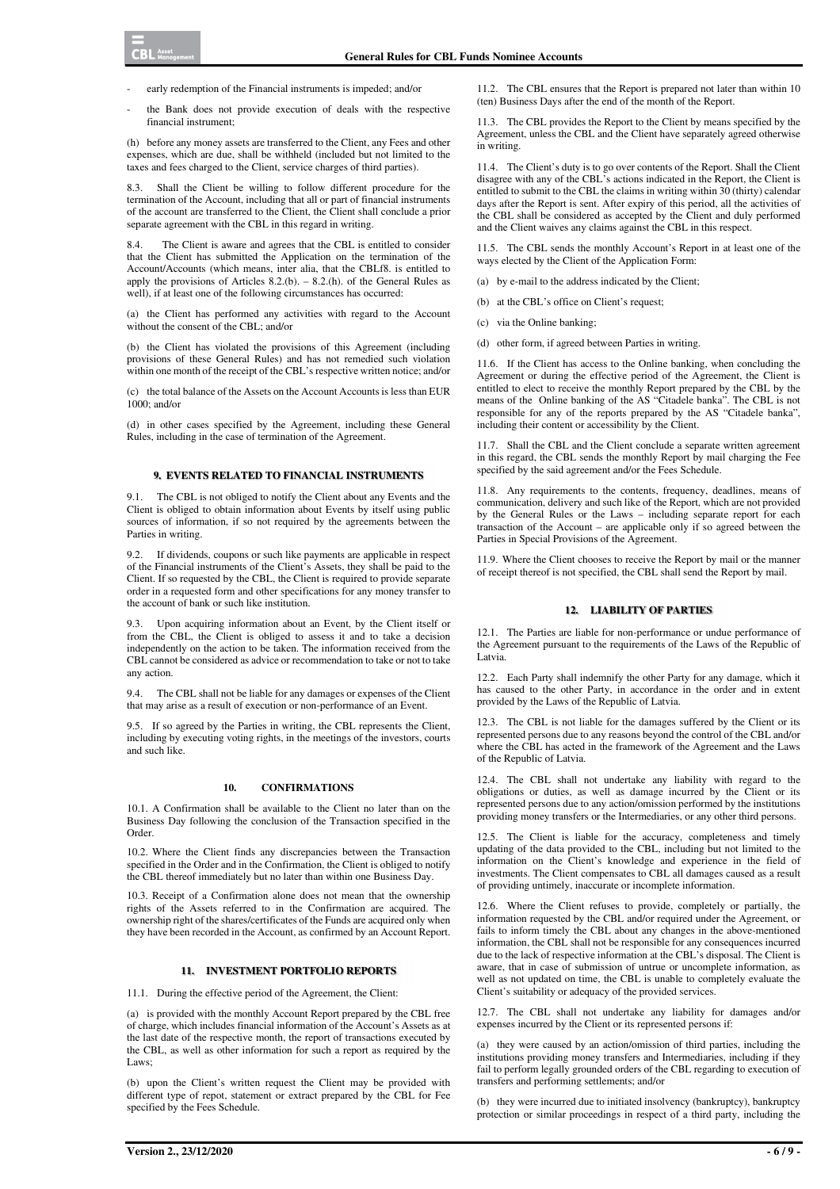- early redemption of the Financial instruments is impeded; and/or
- the Bank does not provide execution of deals with the respective financial instrument;

(h) before any money assets are transferred to the Client, any Fees and other expenses, which are due, shall be withheld (included but not limited to the taxes and fees charged to the Client, service charges of third parties).

8.3. Shall the Client be willing to follow different procedure for the termination of the Account, including that all or part of financial instruments of the account are transferred to the Client, the Client shall conclude a prior separate agreement with the CBL in this regard in writing.

8.4. The Client is aware and agrees that the CBL is entitled to consider that the Client has submitted the Application on the termination of the Account/Accounts (which means, inter alia, that the CBLf8. is entitled to apply the provisions of Articles 8.2.(b). – 8.2.(h). of the General Rules as well), if at least one of the following circumstances has occurred:

(a) the Client has performed any activities with regard to the Account without the consent of the CBL; and/or

(b) the Client has violated the provisions of this Agreement (including provisions of these General Rules) and has not remedied such violation within one month of the receipt of the CBL's respective written notice; and/or

(c) the total balance of the Assets on the Account Accounts is less than EUR 1000; and/or

(d) in other cases specified by the Agreement, including these General Rules, including in the case of termination of the Agreement.

## 9. EVENTS RELATED TO FINANCIAL INSTRUMENTS

9.1. The CBL is not obliged to notify the Client about any Events and the Client is obliged to obtain information about Events by itself using public sources of information, if so not required by the agreements between the Parties in writing.

9.2. If dividends, coupons or such like payments are applicable in respect of the Financial instruments of the Client's Assets, they shall be paid to the Client. If so requested by the CBL, the Client is required to provide separate order in a requested form and other specifications for any money transfer to the account of bank or such like institution.

9.3. Upon acquiring information about an Event, by the Client itself or from the CBL, the Client is obliged to assess it and to take a decision independently on the action to be taken. The information received from the CBL cannot be considered as advice or recommendation to take or not to take any action.

9.4. The CBL shall not be liable for any damages or expenses of the Client that may arise as a result of execution or non-performance of an Event.

9.5. If so agreed by the Parties in writing, the CBL represents the Client, including by executing voting rights, in the meetings of the investors, courts and such like.

## 10. CONFIRMATIONS

10.1. A Confirmation shall be available to the Client no later than on the Business Day following the conclusion of the Transaction specified in the Order.

10.2. Where the Client finds any discrepancies between the Transaction specified in the Order and in the Confirmation, the Client is obliged to notify the CBL thereof immediately but no later than within one Business Day.

10.3. Receipt of a Confirmation alone does not mean that the ownership rights of the Assets referred to in the Confirmation are acquired. The ownership right of the shares/certificates of the Funds are acquired only when they have been recorded in the Account, as confirmed by an Account Report.

## 11. INVESTMENT PORTFOLIO REPORTS

11.1. During the effective period of the Agreement, the Client:

(a) is provided with the monthly Account Report prepared by the CBL free of charge, which includes financial information of the Account's Assets as at the last date of the respective month, the report of transactions executed by the CBL, as well as other information for such a report as required by the Laws;

(b) upon the Client's written request the Client may be provided with different type of repot, statement or extract prepared by the CBL for Fee specified by the Fees Schedule.

11.2. The CBL ensures that the Report is prepared not later than within 10 (ten) Business Days after the end of the month of the Report.

11.3. The CBL provides the Report to the Client by means specified by the Agreement, unless the CBL and the Client have separately agreed otherwise in writing.

11.4. The Client's duty is to go over contents of the Report. Shall the Client disagree with any of the CBL's actions indicated in the Report, the Client is entitled to submit to the CBL the claims in writing within 30 (thirty) calendar days after the Report is sent. After expiry of this period, all the activities of the CBL shall be considered as accepted by the Client and duly performed and the Client waives any claims against the CBL in this respect.

11.5. The CBL sends the monthly Account's Report in at least one of the ways elected by the Client of the Application Form:

(a) by e-mail to the address indicated by the Client;

(b) at the CBL's office on Client's request;

(c) via the Online banking;

(d) other form, if agreed between Parties in writing.

11.6. If the Client has access to the Online banking, when concluding the Agreement or during the effective period of the Agreement, the Client is entitled to elect to receive the monthly Report prepared by the CBL by the means of the Online banking of the AS "Citadele banka". The CBL is not responsible for any of the reports prepared by the AS "Citadele banka", including their content or accessibility by the Client.

11.7. Shall the CBL and the Client conclude a separate written agreement in this regard, the CBL sends the monthly Report by mail charging the Fee specified by the said agreement and/or the Fees Schedule.

11.8. Any requirements to the contents, frequency, deadlines, means of communication, delivery and such like of the Report, which are not provided by the General Rules or the Laws – including separate report for each transaction of the Account – are applicable only if so agreed between the Parties in Special Provisions of the Agreement.

11.9. Where the Client chooses to receive the Report by mail or the manner of receipt thereof is not specified, the CBL shall send the Report by mail.

## 12. LIABILITY OF PARTIES

12.1. The Parties are liable for non-performance or undue performance of the Agreement pursuant to the requirements of the Laws of the Republic of Latvia.

12.2. Each Party shall indemnify the other Party for any damage, which it has caused to the other Party, in accordance in the order and in extent provided by the Laws of the Republic of Latvia.

12.3. The CBL is not liable for the damages suffered by the Client or its represented persons due to any reasons beyond the control of the CBL and/or where the CBL has acted in the framework of the Agreement and the Laws of the Republic of Latvia.

12.4. The CBL shall not undertake any liability with regard to the obligations or duties, as well as damage incurred by the Client or its represented persons due to any action/omission performed by the institutions providing money transfers or the Intermediaries, or any other third persons.

12.5. The Client is liable for the accuracy, completeness and timely updating of the data provided to the CBL, including but not limited to the information on the Client's knowledge and experience in the field of investments. The Client compensates to CBL all damages caused as a result of providing untimely, inaccurate or incomplete information.

12.6. Where the Client refuses to provide, completely or partially, the information requested by the CBL and/or required under the Agreement, or fails to inform timely the CBL about any changes in the above-mentioned information, the CBL shall not be responsible for any consequences incurred due to the lack of respective information at the CBL's disposal. The Client is aware, that in case of submission of untrue or uncomplete information, as well as not updated on time, the CBL is unable to completely evaluate the Client's suitability or adequacy of the provided services.

12.7. The CBL shall not undertake any liability for damages and/or expenses incurred by the Client or its represented persons if:

(a) they were caused by an action/omission of third parties, including the institutions providing money transfers and Intermediaries, including if they fail to perform legally grounded orders of the CBL regarding to execution of transfers and performing settlements; and/or

(b) they were incurred due to initiated insolvency (bankruptcy), bankruptcy protection or similar proceedings in respect of a third party, including the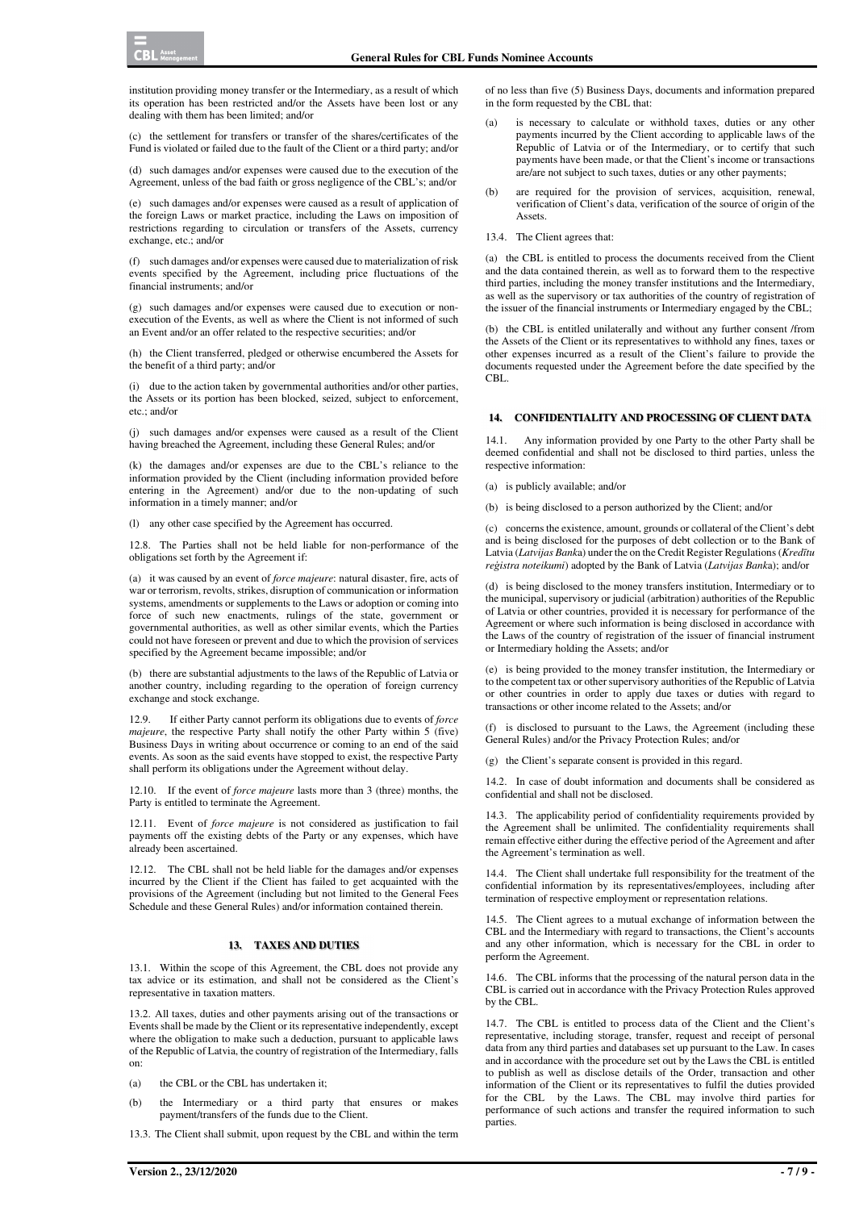institution providing money transfer or the Intermediary, as a result of which its operation has been restricted and/or the Assets have been lost or any dealing with them has been limited; and/or

(c) the settlement for transfers or transfer of the shares/certificates of the Fund is violated or failed due to the fault of the Client or a third party; and/or

(d) such damages and/or expenses were caused due to the execution of the Agreement, unless of the bad faith or gross negligence of the CBL's; and/or

(e) such damages and/or expenses were caused as a result of application of the foreign Laws or market practice, including the Laws on imposition of restrictions regarding to circulation or transfers of the Assets, currency exchange, etc.; and/or

(f) such damages and/or expenses were caused due to materialization of risk events specified by the Agreement, including price fluctuations of the financial instruments; and/or

(g) such damages and/or expenses were caused due to execution or non-execution of the Events, as well as where the Client is not informed of such an Event and/or an offer related to the respective securities; and/or

(h) the Client transferred, pledged or otherwise encumbered the Assets for the benefit of a third party; and/or

(i) due to the action taken by governmental authorities and/or other parties, the Assets or its portion has been blocked, seized, subject to enforcement, etc.; and/or

(j) such damages and/or expenses were caused as a result of the Client having breached the Agreement, including these General Rules; and/or

(k) the damages and/or expenses are due to the CBL's reliance to the information provided by the Client (including information provided before entering in the Agreement) and/or due to the non-updating of such information in a timely manner; and/or

(l) any other case specified by the Agreement has occurred.

12.8. The Parties shall not be held liable for non-performance of the obligations set forth by the Agreement if:

(a) it was caused by an event of *force majeure*: natural disaster, fire, acts of war or terrorism, revolts, strikes, disruption of communication or information systems, amendments or supplements to the Laws or adoption or coming into force of such new enactments, rulings of the state, government or governmental authorities, as well as other similar events, which the Parties could not have foreseen or prevent and due to which the provision of services specified by the Agreement became impossible; and/or

(b) there are substantial adjustments to the laws of the Republic of Latvia or another country, including regarding to the operation of foreign currency exchange and stock exchange.

12.9. If either Party cannot perform its obligations due to events of *force majeure*, the respective Party shall notify the other Party within 5 (five) Business Days in writing about occurrence or coming to an end of the said events. As soon as the said events have stopped to exist, the respective Party shall perform its obligations under the Agreement without delay.

12.10. If the event of *force majeure* lasts more than 3 (three) months, the Party is entitled to terminate the Agreement.

12.11. Event of *force majeure* is not considered as justification to fail payments off the existing debts of the Party or any expenses, which have already been ascertained.

12.12. The CBL shall not be held liable for the damages and/or expenses incurred by the Client if the Client has failed to get acquainted with the provisions of the Agreement (including but not limited to the General Fees Schedule and these General Rules) and/or information contained therein.

## 13. TAXES AND DUTIES

13.1. Within the scope of this Agreement, the CBL does not provide any tax advice or its estimation, and shall not be considered as the Client's representative in taxation matters.

13.2. All taxes, duties and other payments arising out of the transactions or Events shall be made by the Client or its representative independently, except where the obligation to make such a deduction, pursuant to applicable laws of the Republic of Latvia, the country of registration of the Intermediary, falls on:

(a) the CBL or the CBL has undertaken it;

(b) the Intermediary or a third party that ensures or makes payment/transfers of the funds due to the Client.

13.3. The Client shall submit, upon request by the CBL and within the term of no less than five (5) Business Days, documents and information prepared in the form requested by the CBL that:

(a) is necessary to calculate or withhold taxes, duties or any other payments incurred by the Client according to applicable laws of the Republic of Latvia or of the Intermediary, or to certify that such payments have been made, or that the Client's income or transactions are/are not subject to such taxes, duties or any other payments;

(b) are required for the provision of services, acquisition, renewal, verification of Client's data, verification of the source of origin of the Assets.

13.4. The Client agrees that:

(a) the CBL is entitled to process the documents received from the Client and the data contained therein, as well as to forward them to the respective third parties, including the money transfer institutions and the Intermediary, as well as the supervisory or tax authorities of the country of registration of the issuer of the financial instruments or Intermediary engaged by the CBL;

(b) the CBL is entitled unilaterally and without any further consent /from the Assets of the Client or its representatives to withhold any fines, taxes or other expenses incurred as a result of the Client's failure to provide the documents requested under the Agreement before the date specified by the CBL.

## 14. CONFIDENTIALITY AND PROCESSING OF CLIENT DATA

14.1. Any information provided by one Party to the other Party shall be deemed confidential and shall not be disclosed to third parties, unless the respective information:

(a) is publicly available; and/or

(b) is being disclosed to a person authorized by the Client; and/or

(c) concerns the existence, amount, grounds or collateral of the Client's debt and is being disclosed for the purposes of debt collection or to the Bank of Latvia (*Latvijas Bank*a) under the on the Credit Register Regulations (*Kredītu reģistra noteikumi*) adopted by the Bank of Latvia (*Latvijas Bank*a); and/or

(d) is being disclosed to the money transfers institution, Intermediary or to the municipal, supervisory or judicial (arbitration) authorities of the Republic of Latvia or other countries, provided it is necessary for performance of the Agreement or where such information is being disclosed in accordance with the Laws of the country of registration of the issuer of financial instrument or Intermediary holding the Assets; and/or

(e) is being provided to the money transfer institution, the Intermediary or to the competent tax or other supervisory authorities of the Republic of Latvia or other countries in order to apply due taxes or duties with regard to transactions or other income related to the Assets; and/or

(f) is disclosed to pursuant to the Laws, the Agreement (including these General Rules) and/or the Privacy Protection Rules; and/or

(g) the Client's separate consent is provided in this regard.

14.2. In case of doubt information and documents shall be considered as confidential and shall not be disclosed.

14.3. The applicability period of confidentiality requirements provided by the Agreement shall be unlimited. The confidentiality requirements shall remain effective either during the effective period of the Agreement and after the Agreement's termination as well.

14.4. The Client shall undertake full responsibility for the treatment of the confidential information by its representatives/employees, including after termination of respective employment or representation relations.

14.5. The Client agrees to a mutual exchange of information between the CBL and the Intermediary with regard to transactions, the Client's accounts and any other information, which is necessary for the CBL in order to perform the Agreement.

14.6. The CBL informs that the processing of the natural person data in the CBL is carried out in accordance with the Privacy Protection Rules approved by the CBL.

14.7. The CBL is entitled to process data of the Client and the Client's representative, including storage, transfer, request and receipt of personal data from any third parties and databases set up pursuant to the Law. In cases and in accordance with the procedure set out by the Laws the CBL is entitled to publish as well as disclose details of the Order, transaction and other information of the Client or its representatives to fulfil the duties provided for the CBL by the Laws. The CBL may involve third parties for performance of such actions and transfer the required information to such parties.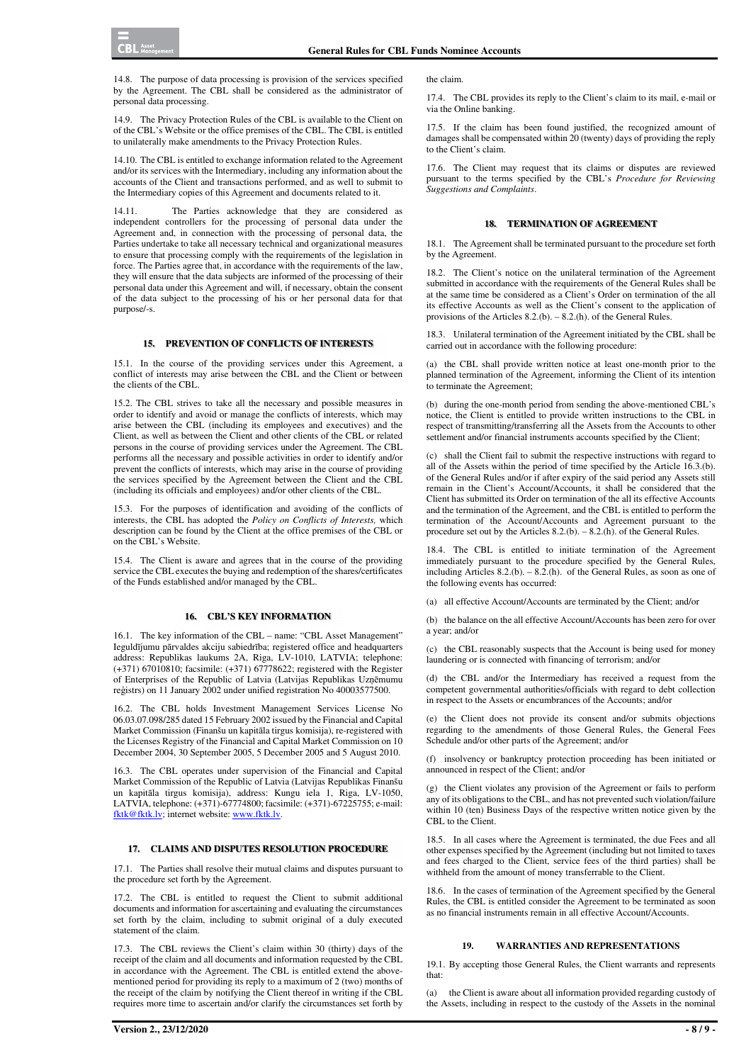14.8. The purpose of data processing is provision of the services specified by the Agreement. The CBL shall be considered as the administrator of personal data processing.

14.9. The Privacy Protection Rules of the CBL is available to the Client on of the CBL's Website or the office premises of the CBL. The CBL is entitled to unilaterally make amendments to the Privacy Protection Rules.

14.10. The CBL is entitled to exchange information related to the Agreement and/or its services with the Intermediary, including any information about the accounts of the Client and transactions performed, and as well to submit to the Intermediary copies of this Agreement and documents related to it.

14.11. The Parties acknowledge that they are considered as independent controllers for the processing of personal data under the Agreement and, in connection with the processing of personal data, the Parties undertake to take all necessary technical and organizational measures to ensure that processing comply with the requirements of the legislation in force. The Parties agree that, in accordance with the requirements of the law, they will ensure that the data subjects are informed of the processing of their personal data under this Agreement and will, if necessary, obtain the consent of the data subject to the processing of his or her personal data for that purpose/-s.

## 15. PREVENTION OF CONFLICTS OF INTERESTS

15.1. In the course of the providing services under this Agreement, a conflict of interests may arise between the CBL and the Client or between the clients of the CBL.

15.2. The CBL strives to take all the necessary and possible measures in order to identify and avoid or manage the conflicts of interests, which may arise between the CBL (including its employees and executives) and the Client, as well as between the Client and other clients of the CBL or related persons in the course of providing services under the Agreement. The CBL performs all the necessary and possible activities in order to identify and/or prevent the conflicts of interests, which may arise in the course of providing the services specified by the Agreement between the Client and the CBL (including its officials and employees) and/or other clients of the CBL.

15.3. For the purposes of identification and avoiding of the conflicts of interests, the CBL has adopted the *Policy on Conflicts of Interests,* which description can be found by the Client at the office premises of the CBL or on the CBL's Website.

15.4. The Client is aware and agrees that in the course of the providing service the CBL executes the buying and redemption of the shares/certificates of the Funds established and/or managed by the CBL.

## 16. CBL'S KEY INFORMATION

16.1. The key information of the CBL – name: "CBL Asset Management" Ieguldījumu pārvaldes akciju sabiedrība; registered office and headquarters address: Republikas laukums 2A, Riga, LV-1010, LATVIA; telephone: (+371) 67010810; facsimile: (+371) 67778622; registered with the Register of Enterprises of the Republic of Latvia (Latvijas Republikas Uzņēmumu reģistrs) on 11 January 2002 under unified registration No 40003577500.

16.2. The CBL holds Investment Management Services License No 06.03.07.098/285 dated 15 February 2002 issued by the Financial and Capital Market Commission (Finanšu un kapitāla tirgus komisija), re-registered with the Licenses Registry of the Financial and Capital Market Commission on 10 December 2004, 30 September 2005, 5 December 2005 and 5 August 2010.

16.3. The CBL operates under supervision of the Financial and Capital Market Commission of the Republic of Latvia (Latvijas Republikas Finanšu un kapitāla tirgus komisija), address: Kungu iela 1, Riga, LV-1050, LATVIA, telephone: (+371)-67774800; facsimile: (+371)-67225755; e-mail: fktk@fktk.lv; internet website: www.fktk.lv.

## 17. CLAIMS AND DISPUTES RESOLUTION PROCEDURE

17.1. The Parties shall resolve their mutual claims and disputes pursuant to the procedure set forth by the Agreement.

17.2. The CBL is entitled to request the Client to submit additional documents and information for ascertaining and evaluating the circumstances set forth by the claim, including to submit original of a duly executed statement of the claim.

17.3. The CBL reviews the Client's claim within 30 (thirty) days of the receipt of the claim and all documents and information requested by the CBL in accordance with the Agreement. The CBL is entitled extend the above-mentioned period for providing its reply to a maximum of 2 (two) months of the receipt of the claim by notifying the Client thereof in writing if the CBL requires more time to ascertain and/or clarify the circumstances set forth by the claim.

17.4. The CBL provides its reply to the Client's claim to its mail, e-mail or via the Online banking.

17.5. If the claim has been found justified, the recognized amount of damages shall be compensated within 20 (twenty) days of providing the reply to the Client's claim.

17.6. The Client may request that its claims or disputes are reviewed pursuant to the terms specified by the CBL's *Procedure for Reviewing Suggestions and Complaints*.

## 18. TERMINATION OF AGREEMENT

18.1. The Agreement shall be terminated pursuant to the procedure set forth by the Agreement.

18.2. The Client's notice on the unilateral termination of the Agreement submitted in accordance with the requirements of the General Rules shall be at the same time be considered as a Client's Order on termination of the all its effective Accounts as well as the Client's consent to the application of provisions of the Articles 8.2.(b). – 8.2.(h). of the General Rules.

18.3. Unilateral termination of the Agreement initiated by the CBL shall be carried out in accordance with the following procedure:

(a) the CBL shall provide written notice at least one-month prior to the planned termination of the Agreement, informing the Client of its intention to terminate the Agreement;

(b) during the one-month period from sending the above-mentioned CBL's notice, the Client is entitled to provide written instructions to the CBL in respect of transmitting/transferring all the Assets from the Accounts to other settlement and/or financial instruments accounts specified by the Client;

(c) shall the Client fail to submit the respective instructions with regard to all of the Assets within the period of time specified by the Article 16.3.(b). of the General Rules and/or if after expiry of the said period any Assets still remain in the Client's Account/Accounts, it shall be considered that the Client has submitted its Order on termination of the all its effective Accounts and the termination of the Agreement, and the CBL is entitled to perform the termination of the Account/Accounts and Agreement pursuant to the procedure set out by the Articles 8.2.(b). – 8.2.(h). of the General Rules.

18.4. The CBL is entitled to initiate termination of the Agreement immediately pursuant to the procedure specified by the General Rules, including Articles 8.2.(b). – 8.2.(h). of the General Rules, as soon as one of the following events has occurred:

(a) all effective Account/Accounts are terminated by the Client; and/or

(b) the balance on the all effective Account/Accounts has been zero for over a year; and/or

(c) the CBL reasonably suspects that the Account is being used for money laundering or is connected with financing of terrorism; and/or

(d) the CBL and/or the Intermediary has received a request from the competent governmental authorities/officials with regard to debt collection in respect to the Assets or encumbrances of the Accounts; and/or

(e) the Client does not provide its consent and/or submits objections regarding to the amendments of those General Rules, the General Fees Schedule and/or other parts of the Agreement; and/or

(f) insolvency or bankruptcy protection proceeding has been initiated or announced in respect of the Client; and/or

(g) the Client violates any provision of the Agreement or fails to perform any of its obligations to the CBL, and has not prevented such violation/failure within 10 (ten) Business Days of the respective written notice given by the CBL to the Client.

18.5. In all cases where the Agreement is terminated, the due Fees and all other expenses specified by the Agreement (including but not limited to taxes and fees charged to the Client, service fees of the third parties) shall be withheld from the amount of money transferrable to the Client.

18.6. In the cases of termination of the Agreement specified by the General Rules, the CBL is entitled consider the Agreement to be terminated as soon as no financial instruments remain in all effective Account/Accounts.

## 19. WARRANTIES AND REPRESENTATIONS

19.1. By accepting those General Rules, the Client warrants and represents that:

(a) the Client is aware about all information provided regarding custody of the Assets, including in respect to the custody of the Assets in the nominal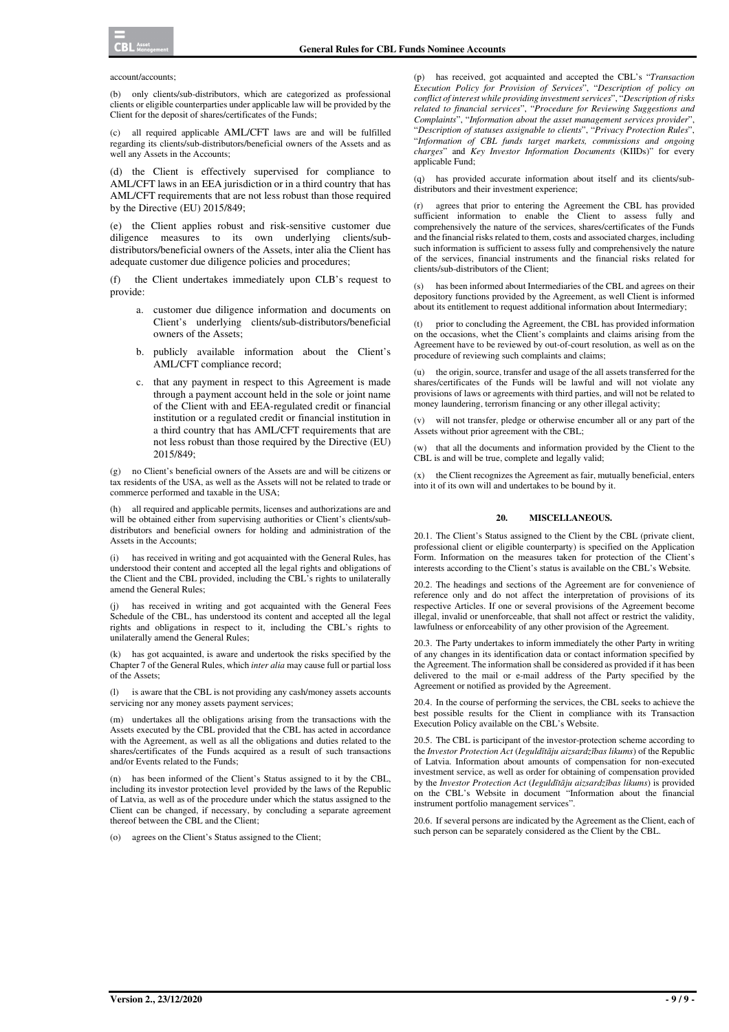account/accounts;

(b) only clients/sub-distributors, which are categorized as professional clients or eligible counterparties under applicable law will be provided by the Client for the deposit of shares/certificates of the Funds;

(c) all required applicable AML/CFT laws are and will be fulfilled regarding its clients/sub-distributors/beneficial owners of the Assets and as well any Assets in the Accounts;

(d) the Client is effectively supervised for compliance to AML/CFT laws in an EEA jurisdiction or in a third country that has AML/CFT requirements that are not less robust than those required by the Directive (EU) 2015/849;

(e) the Client applies robust and risk-sensitive customer due diligence measures to its own underlying clients/sub-distributors/beneficial owners of the Assets, inter alia the Client has adequate customer due diligence policies and procedures;

(f) the Client undertakes immediately upon CLB's request to provide:

a. customer due diligence information and documents on Client's underlying clients/sub-distributors/beneficial owners of the Assets;

b. publicly available information about the Client's AML/CFT compliance record;

c. that any payment in respect to this Agreement is made through a payment account held in the sole or joint name of the Client with and EEA-regulated credit or financial institution or a regulated credit or financial institution in a third country that has AML/CFT requirements that are not less robust than those required by the Directive (EU) 2015/849;

(g) no Client's beneficial owners of the Assets are and will be citizens or tax residents of the USA, as well as the Assets will not be related to trade or commerce performed and taxable in the USA;

(h) all required and applicable permits, licenses and authorizations are and will be obtained either from supervising authorities or Client's clients/sub-distributors and beneficial owners for holding and administration of the Assets in the Accounts;

(i) has received in writing and got acquainted with the General Rules, has understood their content and accepted all the legal rights and obligations of the Client and the CBL provided, including the CBL's rights to unilaterally amend the General Rules;

(j) has received in writing and got acquainted with the General Fees Schedule of the CBL, has understood its content and accepted all the legal rights and obligations in respect to it, including the CBL's rights to unilaterally amend the General Rules;

(k) has got acquainted, is aware and undertook the risks specified by the Chapter 7 of the General Rules, which *inter alia* may cause full or partial loss of the Assets;

(l) is aware that the CBL is not providing any cash/money assets accounts servicing nor any money assets payment services;

(m) undertakes all the obligations arising from the transactions with the Assets executed by the CBL provided that the CBL has acted in accordance with the Agreement, as well as all the obligations and duties related to the shares/certificates of the Funds acquired as a result of such transactions and/or Events related to the Funds;

(n) has been informed of the Client's Status assigned to it by the CBL, including its investor protection level provided by the laws of the Republic of Latvia, as well as of the procedure under which the status assigned to the Client can be changed, if necessary, by concluding a separate agreement thereof between the CBL and the Client;

(o) agrees on the Client's Status assigned to the Client;

(p) has received, got acquainted and accepted the CBL's "*Transaction Execution Policy for Provision of Services*", "*Description of policy on conflict of interest while providing investment services*", "*Description of risks related to financial services*", "*Procedure for Reviewing Suggestions and Complaints*", "*Information about the asset management services provider*", "*Description of statuses assignable to clients*", "*Privacy Protection Rules*", "*Information of CBL funds target markets, commissions and ongoing charges*" and *Key Investor Information Documents* (KIIDs)" for every applicable Fund;

(q) has provided accurate information about itself and its clients/sub-distributors and their investment experience;

(r) agrees that prior to entering the Agreement the CBL has provided sufficient information to enable the Client to assess fully and comprehensively the nature of the services, shares/certificates of the Funds and the financial risks related to them, costs and associated charges, including such information is sufficient to assess fully and comprehensively the nature of the services, financial instruments and the financial risks related for clients/sub-distributors of the Client;

(s) has been informed about Intermediaries of the CBL and agrees on their depository functions provided by the Agreement, as well Client is informed about its entitlement to request additional information about Intermediary;

(t) prior to concluding the Agreement, the CBL has provided information on the occasions, whet the Client's complaints and claims arising from the Agreement have to be reviewed by out-of-court resolution, as well as on the procedure of reviewing such complaints and claims;

(u) the origin, source, transfer and usage of the all assets transferred for the shares/certificates of the Funds will be lawful and will not violate any provisions of laws or agreements with third parties, and will not be related to money laundering, terrorism financing or any other illegal activity;

(v) will not transfer, pledge or otherwise encumber all or any part of the Assets without prior agreement with the CBL;

(w) that all the documents and information provided by the Client to the CBL is and will be true, complete and legally valid;

(x) the Client recognizes the Agreement as fair, mutually beneficial, enters into it of its own will and undertakes to be bound by it.

## 20. MISCELLANEOUS.

20.1. The Client's Status assigned to the Client by the CBL (private client, professional client or eligible counterparty) is specified on the Application Form. Information on the measures taken for protection of the Client's interests according to the Client's status is available on the CBL's Website.

20.2. The headings and sections of the Agreement are for convenience of reference only and do not affect the interpretation of provisions of its respective Articles. If one or several provisions of the Agreement become illegal, invalid or unenforceable, that shall not affect or restrict the validity, lawfulness or enforceability of any other provision of the Agreement.

20.3. The Party undertakes to inform immediately the other Party in writing of any changes in its identification data or contact information specified by the Agreement. The information shall be considered as provided if it has been delivered to the mail or e-mail address of the Party specified by the Agreement or notified as provided by the Agreement.

20.4. In the course of performing the services, the CBL seeks to achieve the best possible results for the Client in compliance with its Transaction Execution Policy available on the CBL's Website.

20.5. The CBL is participant of the investor-protection scheme according to the *Investor Protection Act* (*Ieguldītāju aizsardzības likums*) of the Republic of Latvia. Information about amounts of compensation for non-executed investment service, as well as order for obtaining of compensation provided by the *Investor Protection Act* (*Ieguldītāju aizsardzības likums*) is provided on the CBL's Website in document "Information about the financial instrument portfolio management services".

20.6. If several persons are indicated by the Agreement as the Client, each of such person can be separately considered as the Client by the CBL.